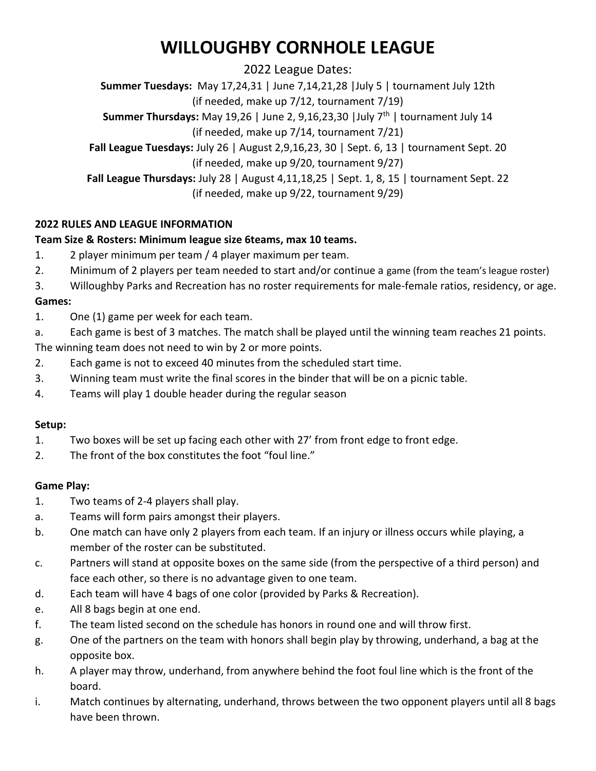# WILLOUGHBY CORNHOLE LEAGUE

2022 League Dates:

**Summer Tuesdays:** May 17,24,31 | June 7,14,21,28 |July 5 | tournament July 12th
(if needed, make up 7/12, tournament 7/19)

**Summer Thursdays:** May 19,26 | June 2, 9,16,23,30 |July 7th | tournament July 14
(if needed, make up 7/14, tournament 7/21)

**Fall League Tuesdays:** July 26 | August 2,9,16,23, 30 | Sept. 6, 13 | tournament Sept. 20
(if needed, make up 9/20, tournament 9/27)

**Fall League Thursdays:** July 28 | August 4,11,18,25 | Sept. 1, 8, 15 | tournament Sept. 22
(if needed, make up 9/22, tournament 9/29)

**2022 RULES AND LEAGUE INFORMATION**

**Team Size & Rosters: Minimum league size 6teams, max 10 teams.**

1. 2 player minimum per team / 4 player maximum per team.
2. Minimum of 2 players per team needed to start and/or continue a game (from the team's league roster)
3. Willoughby Parks and Recreation has no roster requirements for male-female ratios, residency, or age.

**Games:**

1. One (1) game per week for each team.

a. Each game is best of 3 matches. The match shall be played until the winning team reaches 21 points. The winning team does not need to win by 2 or more points.

2. Each game is not to exceed 40 minutes from the scheduled start time.
3. Winning team must write the final scores in the binder that will be on a picnic table.
4. Teams will play 1 double header during the regular season

**Setup:**

1. Two boxes will be set up facing each other with 27' from front edge to front edge.
2. The front of the box constitutes the foot "foul line."

**Game Play:**

1. Two teams of 2-4 players shall play.

a. Teams will form pairs amongst their players.

b. One match can have only 2 players from each team. If an injury or illness occurs while playing, a member of the roster can be substituted.

c. Partners will stand at opposite boxes on the same side (from the perspective of a third person) and face each other, so there is no advantage given to one team.

d. Each team will have 4 bags of one color (provided by Parks & Recreation).

e. All 8 bags begin at one end.

f. The team listed second on the schedule has honors in round one and will throw first.

g. One of the partners on the team with honors shall begin play by throwing, underhand, a bag at the opposite box.

h. A player may throw, underhand, from anywhere behind the foot foul line which is the front of the board.

i. Match continues by alternating, underhand, throws between the two opponent players until all 8 bags have been thrown.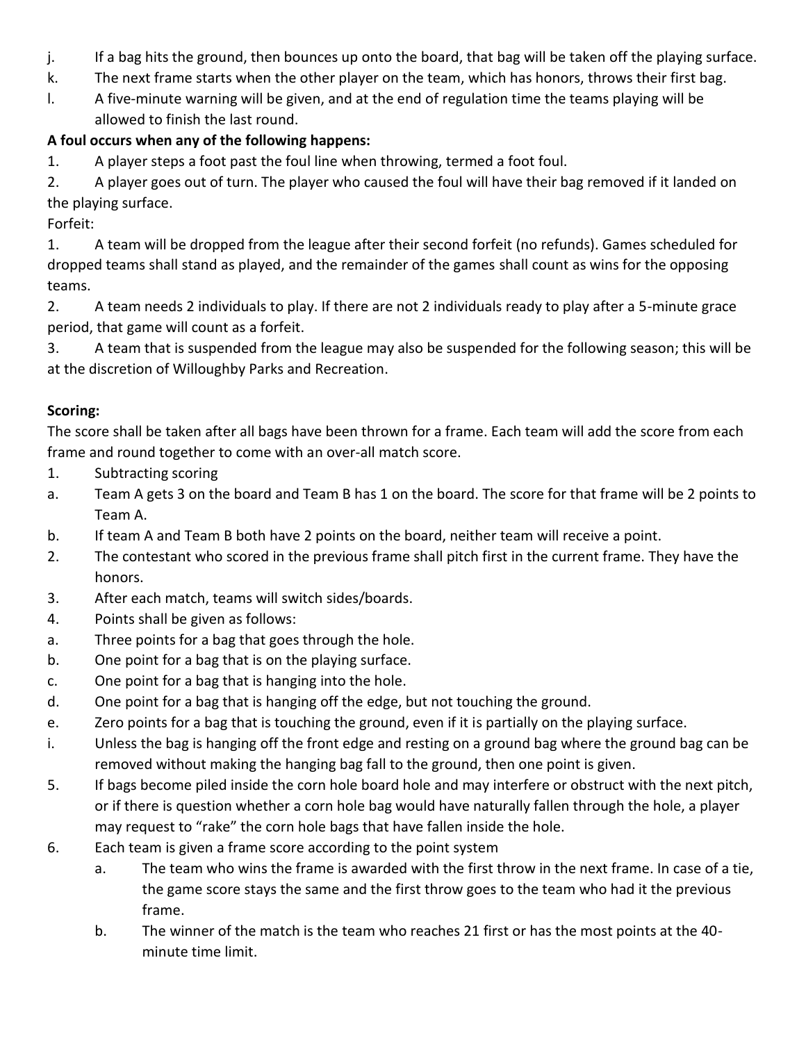j. If a bag hits the ground, then bounces up onto the board, that bag will be taken off the playing surface.
k. The next frame starts when the other player on the team, which has honors, throws their first bag.
l. A five-minute warning will be given, and at the end of regulation time the teams playing will be allowed to finish the last round.

**A foul occurs when any of the following happens:**

1. A player steps a foot past the foul line when throwing, termed a foot foul.
2. A player goes out of turn. The player who caused the foul will have their bag removed if it landed on the playing surface.

Forfeit:

1. A team will be dropped from the league after their second forfeit (no refunds). Games scheduled for dropped teams shall stand as played, and the remainder of the games shall count as wins for the opposing teams.
2. A team needs 2 individuals to play. If there are not 2 individuals ready to play after a 5-minute grace period, that game will count as a forfeit.
3. A team that is suspended from the league may also be suspended for the following season; this will be at the discretion of Willoughby Parks and Recreation.

**Scoring:**

The score shall be taken after all bags have been thrown for a frame. Each team will add the score from each frame and round together to come with an over-all match score.

1. Subtracting scoring
   a. Team A gets 3 on the board and Team B has 1 on the board. The score for that frame will be 2 points to Team A.
   b. If team A and Team B both have 2 points on the board, neither team will receive a point.
2. The contestant who scored in the previous frame shall pitch first in the current frame. They have the honors.
3. After each match, teams will switch sides/boards.
4. Points shall be given as follows:
   a. Three points for a bag that goes through the hole.
   b. One point for a bag that is on the playing surface.
   c. One point for a bag that is hanging into the hole.
   d. One point for a bag that is hanging off the edge, but not touching the ground.
   e. Zero points for a bag that is touching the ground, even if it is partially on the playing surface.
      i. Unless the bag is hanging off the front edge and resting on a ground bag where the ground bag can be removed without making the hanging bag fall to the ground, then one point is given.
5. If bags become piled inside the corn hole board hole and may interfere or obstruct with the next pitch, or if there is question whether a corn hole bag would have naturally fallen through the hole, a player may request to "rake" the corn hole bags that have fallen inside the hole.
6. Each team is given a frame score according to the point system
   a. The team who wins the frame is awarded with the first throw in the next frame. In case of a tie, the game score stays the same and the first throw goes to the team who had it the previous frame.
   b. The winner of the match is the team who reaches 21 first or has the most points at the 40-minute time limit.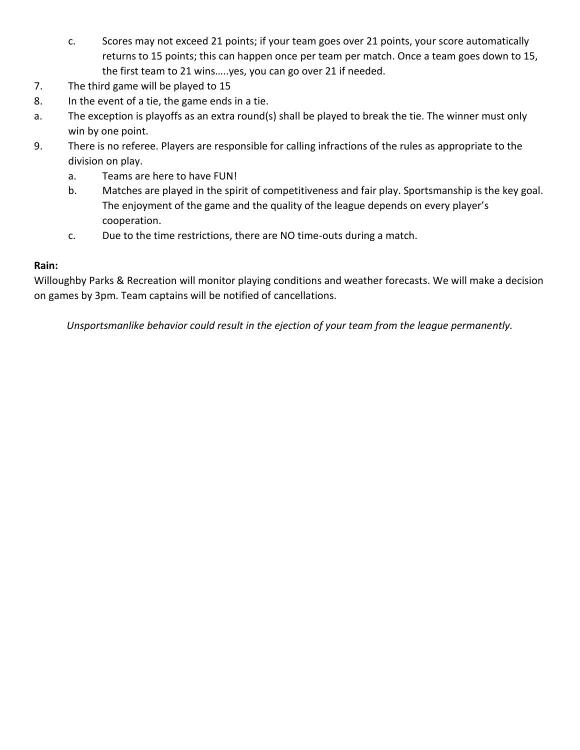c. Scores may not exceed 21 points; if your team goes over 21 points, your score automatically returns to 15 points; this can happen once per team per match. Once a team goes down to 15, the first team to 21 wins…..yes, you can go over 21 if needed.

7. The third game will be played to 15
8. In the event of a tie, the game ends in a tie.

a. The exception is playoffs as an extra round(s) shall be played to break the tie. The winner must only win by one point.

9. There is no referee. Players are responsible for calling infractions of the rules as appropriate to the division on play.
   a. Teams are here to have FUN!
   b. Matches are played in the spirit of competitiveness and fair play. Sportsmanship is the key goal. The enjoyment of the game and the quality of the league depends on every player's cooperation.
   c. Due to the time restrictions, there are NO time-outs during a match.

**Rain:**

Willoughby Parks & Recreation will monitor playing conditions and weather forecasts. We will make a decision on games by 3pm. Team captains will be notified of cancellations.

*Unsportsmanlike behavior could result in the ejection of your team from the league permanently.*